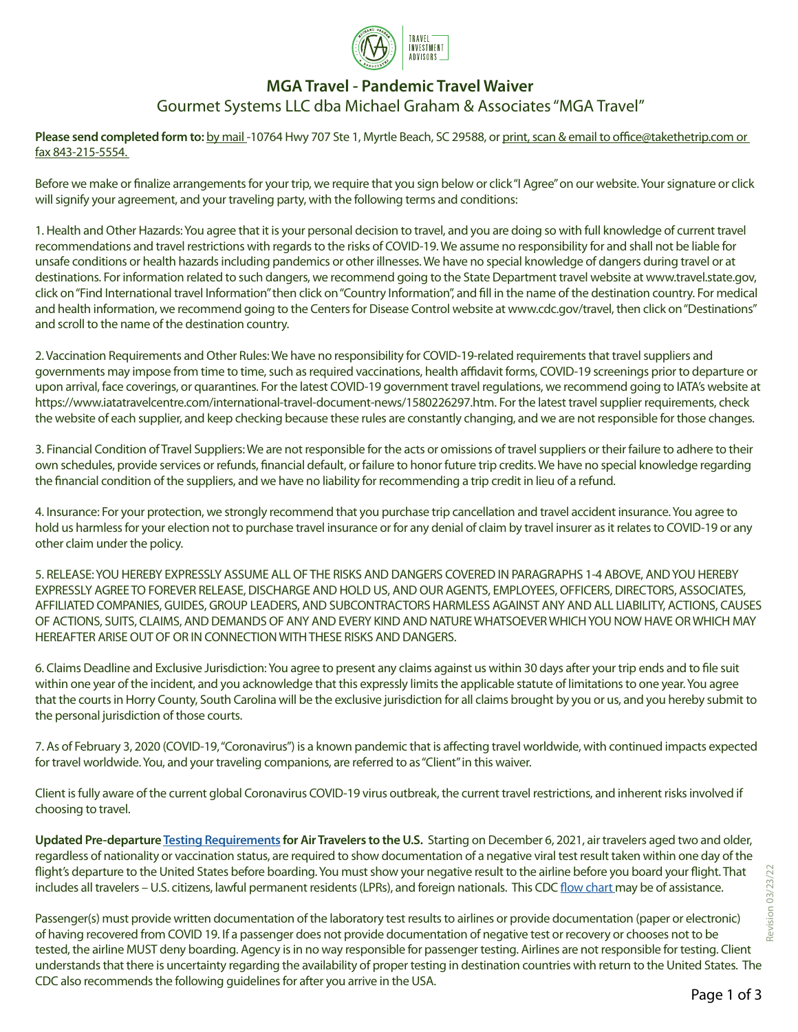## MGA Travel - Pandemic Travel Waiver

Gourmet Systems LLC dba Michael Graham & Associates "MGA Travel"

**Please send completed form to:** by mail -10764 Hwy 707 Ste 1, Myrtle Beach, SC 29588, or print, scan & email to office@takethetrip.com or fax 843-215-5554.

Before we make or finalize arrangements for your trip, we require that you sign below or click "I Agree" on our website. Your signature or click will signify your agreement, and your traveling party, with the following terms and conditions:

1. Health and Other Hazards: You agree that it is your personal decision to travel, and you are doing so with full knowledge of current travel recommendations and travel restrictions with regards to the risks of COVID-19. We assume no responsibility for and shall not be liable for unsafe conditions or health hazards including pandemics or other illnesses. We have no special knowledge of dangers during travel or at destinations. For information related to such dangers, we recommend going to the State Department travel website at www.travel.state.gov, click on "Find International travel Information" then click on "Country Information", and fill in the name of the destination country. For medical and health information, we recommend going to the Centers for Disease Control website at www.cdc.gov/travel, then click on "Destinations" and scroll to the name of the destination country.

2. Vaccination Requirements and Other Rules: We have no responsibility for COVID-19-related requirements that travel suppliers and governments may impose from time to time, such as required vaccinations, health affidavit forms, COVID-19 screenings prior to departure or upon arrival, face coverings, or quarantines. For the latest COVID-19 government travel regulations, we recommend going to IATA's website at https://www.iatatravelcentre.com/international-travel-document-news/1580226297.htm. For the latest travel supplier requirements, check the website of each supplier, and keep checking because these rules are constantly changing, and we are not responsible for those changes.

3. Financial Condition of Travel Suppliers: We are not responsible for the acts or omissions of travel suppliers or their failure to adhere to their own schedules, provide services or refunds, financial default, or failure to honor future trip credits. We have no special knowledge regarding the financial condition of the suppliers, and we have no liability for recommending a trip credit in lieu of a refund.

4. Insurance: For your protection, we strongly recommend that you purchase trip cancellation and travel accident insurance. You agree to hold us harmless for your election not to purchase travel insurance or for any denial of claim by travel insurer as it relates to COVID-19 or any other claim under the policy.

5. RELEASE: YOU HEREBY EXPRESSLY ASSUME ALL OF THE RISKS AND DANGERS COVERED IN PARAGRAPHS 1-4 ABOVE, AND YOU HEREBY EXPRESSLY AGREE TO FOREVER RELEASE, DISCHARGE AND HOLD US, AND OUR AGENTS, EMPLOYEES, OFFICERS, DIRECTORS, ASSOCIATES, AFFILIATED COMPANIES, GUIDES, GROUP LEADERS, AND SUBCONTRACTORS HARMLESS AGAINST ANY AND ALL LIABILITY, ACTIONS, CAUSES OF ACTIONS, SUITS, CLAIMS, AND DEMANDS OF ANY AND EVERY KIND AND NATURE WHATSOEVER WHICH YOU NOW HAVE OR WHICH MAY HEREAFTER ARISE OUT OF OR IN CONNECTION WITH THESE RISKS AND DANGERS.

6. Claims Deadline and Exclusive Jurisdiction: You agree to present any claims against us within 30 days after your trip ends and to file suit within one year of the incident, and you acknowledge that this expressly limits the applicable statute of limitations to one year. You agree that the courts in Horry County, South Carolina will be the exclusive jurisdiction for all claims brought by you or us, and you hereby submit to the personal jurisdiction of those courts.

7. As of February 3, 2020 (COVID-19, "Coronavirus") is a known pandemic that is affecting travel worldwide, with continued impacts expected for travel worldwide. You, and your traveling companions, are referred to as "Client" in this waiver.

Client is fully aware of the current global Coronavirus COVID-19 virus outbreak, the current travel restrictions, and inherent risks involved if choosing to travel.

**Updated Pre-departure Testing Requirements for Air Travelers to the U.S.** Starting on December 6, 2021, air travelers aged two and older, regardless of nationality or vaccination status, are required to show documentation of a negative viral test result taken within one day of the flight's departure to the United States before boarding. You must show your negative result to the airline before you board your flight. That includes all travelers – U.S. citizens, lawful permanent residents (LPRs), and foreign nationals. This CDC flow chart may be of assistance.

Passenger(s) must provide written documentation of the laboratory test results to airlines or provide documentation (paper or electronic) of having recovered from COVID 19. If a passenger does not provide documentation of negative test or recovery or chooses not to be tested, the airline MUST deny boarding. Agency is in no way responsible for passenger testing. Airlines are not responsible for testing. Client understands that there is uncertainty regarding the availability of proper testing in destination countries with return to the United States. The CDC also recommends the following guidelines for after you arrive in the USA.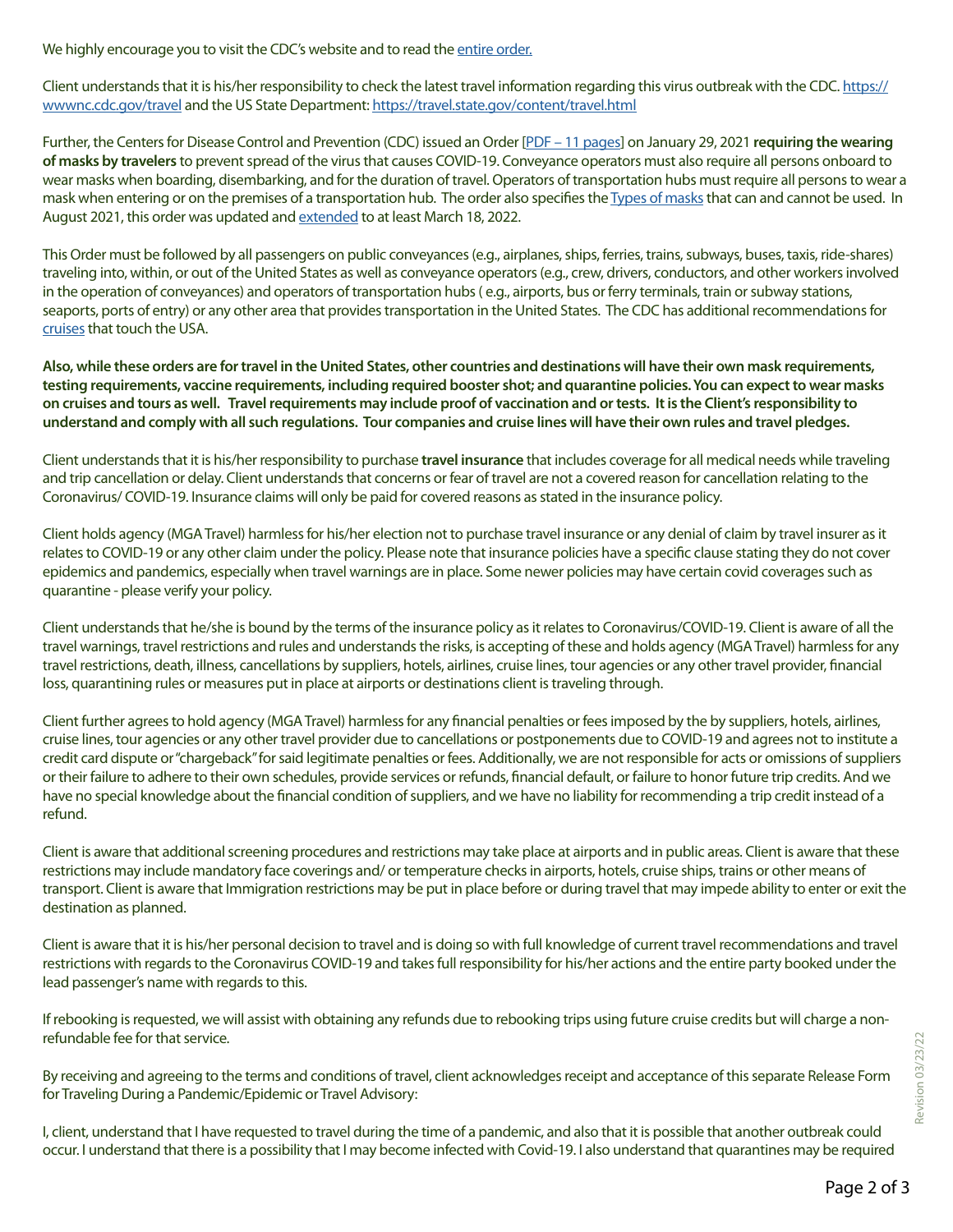We highly encourage you to visit the CDC's website and to read the entire order.

Client understands that it is his/her responsibility to check the latest travel information regarding this virus outbreak with the CDC. https://wwwnc.cdc.gov/travel and the US State Department: https://travel.state.gov/content/travel.html

Further, the Centers for Disease Control and Prevention (CDC) issued an Order [PDF – 11 pages] on January 29, 2021 **requiring the wearing of masks by travelers** to prevent spread of the virus that causes COVID-19. Conveyance operators must also require all persons onboard to wear masks when boarding, disembarking, and for the duration of travel. Operators of transportation hubs must require all persons to wear a mask when entering or on the premises of a transportation hub. The order also specifies the Types of masks that can and cannot be used. In August 2021, this order was updated and extended to at least March 18, 2022.

This Order must be followed by all passengers on public conveyances (e.g., airplanes, ships, ferries, trains, subways, buses, taxis, ride-shares) traveling into, within, or out of the United States as well as conveyance operators (e.g., crew, drivers, conductors, and other workers involved in the operation of conveyances) and operators of transportation hubs ( e.g., airports, bus or ferry terminals, train or subway stations, seaports, ports of entry) or any other area that provides transportation in the United States. The CDC has additional recommendations for cruises that touch the USA.

**Also, while these orders are for travel in the United States, other countries and destinations will have their own mask requirements, testing requirements, vaccine requirements, including required booster shot; and quarantine policies. You can expect to wear masks on cruises and tours as well. Travel requirements may include proof of vaccination and or tests. It is the Client's responsibility to understand and comply with all such regulations. Tour companies and cruise lines will have their own rules and travel pledges.**

Client understands that it is his/her responsibility to purchase **travel insurance** that includes coverage for all medical needs while traveling and trip cancellation or delay. Client understands that concerns or fear of travel are not a covered reason for cancellation relating to the Coronavirus/ COVID-19. Insurance claims will only be paid for covered reasons as stated in the insurance policy.

Client holds agency (MGA Travel) harmless for his/her election not to purchase travel insurance or any denial of claim by travel insurer as it relates to COVID-19 or any other claim under the policy. Please note that insurance policies have a specific clause stating they do not cover epidemics and pandemics, especially when travel warnings are in place. Some newer policies may have certain covid coverages such as quarantine - please verify your policy.

Client understands that he/she is bound by the terms of the insurance policy as it relates to Coronavirus/COVID-19. Client is aware of all the travel warnings, travel restrictions and rules and understands the risks, is accepting of these and holds agency (MGA Travel) harmless for any travel restrictions, death, illness, cancellations by suppliers, hotels, airlines, cruise lines, tour agencies or any other travel provider, financial loss, quarantining rules or measures put in place at airports or destinations client is traveling through.

Client further agrees to hold agency (MGA Travel) harmless for any financial penalties or fees imposed by the by suppliers, hotels, airlines, cruise lines, tour agencies or any other travel provider due to cancellations or postponements due to COVID-19 and agrees not to institute a credit card dispute or "chargeback" for said legitimate penalties or fees. Additionally, we are not responsible for acts or omissions of suppliers or their failure to adhere to their own schedules, provide services or refunds, financial default, or failure to honor future trip credits. And we have no special knowledge about the financial condition of suppliers, and we have no liability for recommending a trip credit instead of a refund.

Client is aware that additional screening procedures and restrictions may take place at airports and in public areas. Client is aware that these restrictions may include mandatory face coverings and/ or temperature checks in airports, hotels, cruise ships, trains or other means of transport. Client is aware that Immigration restrictions may be put in place before or during travel that may impede ability to enter or exit the destination as planned.

Client is aware that it is his/her personal decision to travel and is doing so with full knowledge of current travel recommendations and travel restrictions with regards to the Coronavirus COVID-19 and takes full responsibility for his/her actions and the entire party booked under the lead passenger's name with regards to this.

If rebooking is requested, we will assist with obtaining any refunds due to rebooking trips using future cruise credits but will charge a non-refundable fee for that service.

By receiving and agreeing to the terms and conditions of travel, client acknowledges receipt and acceptance of this separate Release Form for Traveling During a Pandemic/Epidemic or Travel Advisory:

I, client, understand that I have requested to travel during the time of a pandemic, and also that it is possible that another outbreak could occur. I understand that there is a possibility that I may become infected with Covid-19. I also understand that quarantines may be required

Revision 03/23/22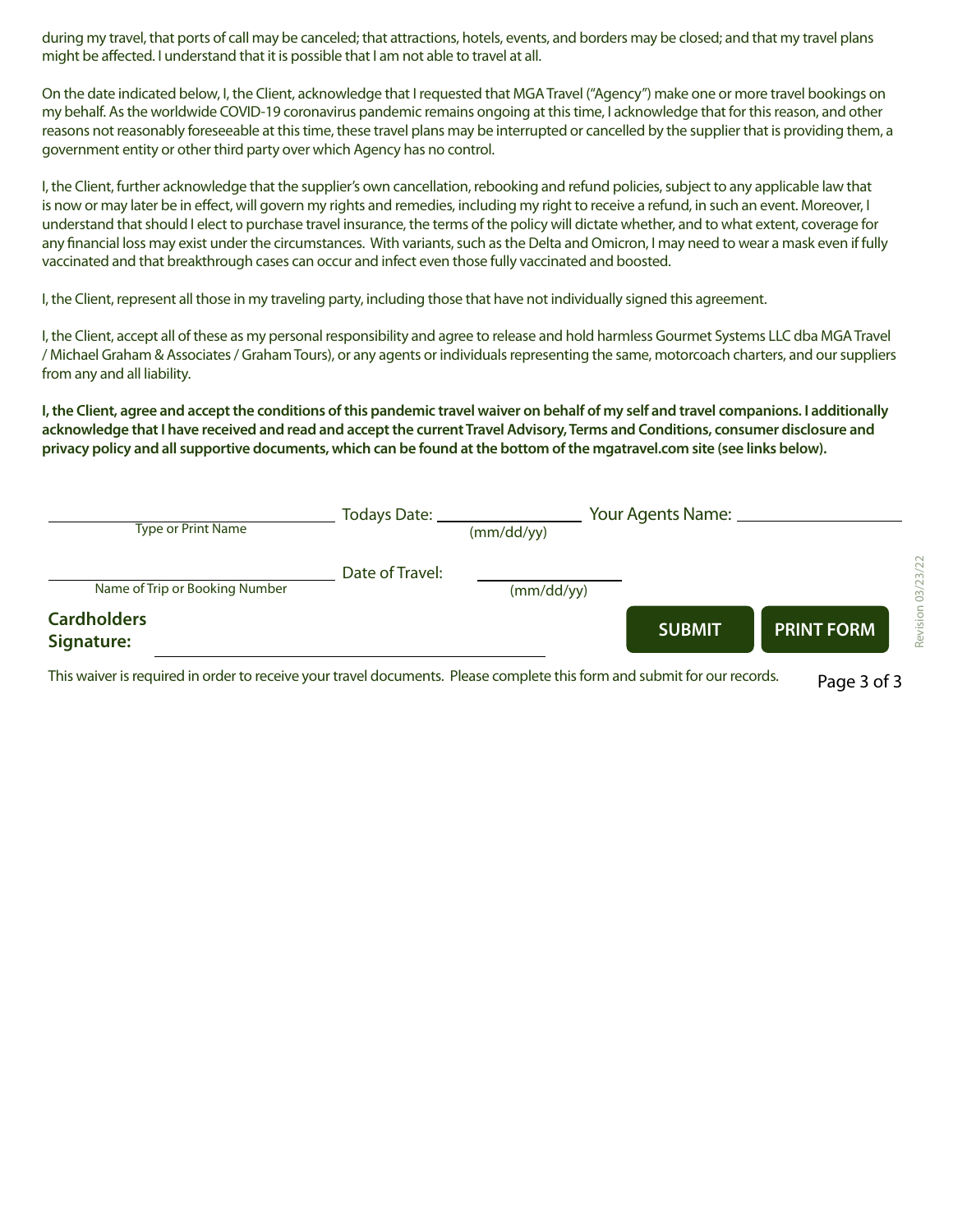during my travel, that ports of call may be canceled; that attractions, hotels, events, and borders may be closed; and that my travel plans might be affected. I understand that it is possible that I am not able to travel at all.

On the date indicated below, I, the Client, acknowledge that I requested that MGA Travel ("Agency") make one or more travel bookings on my behalf. As the worldwide COVID-19 coronavirus pandemic remains ongoing at this time, I acknowledge that for this reason, and other reasons not reasonably foreseeable at this time, these travel plans may be interrupted or cancelled by the supplier that is providing them, a government entity or other third party over which Agency has no control.

I, the Client, further acknowledge that the supplier's own cancellation, rebooking and refund policies, subject to any applicable law that is now or may later be in effect, will govern my rights and remedies, including my right to receive a refund, in such an event. Moreover, I understand that should I elect to purchase travel insurance, the terms of the policy will dictate whether, and to what extent, coverage for any financial loss may exist under the circumstances. With variants, such as the Delta and Omicron, I may need to wear a mask even if fully vaccinated and that breakthrough cases can occur and infect even those fully vaccinated and boosted.

I, the Client, represent all those in my traveling party, including those that have not individually signed this agreement.

I, the Client, accept all of these as my personal responsibility and agree to release and hold harmless Gourmet Systems LLC dba MGA Travel / Michael Graham & Associates / Graham Tours), or any agents or individuals representing the same, motorcoach charters, and our suppliers from any and all liability.

**I, the Client, agree and accept the conditions of this pandemic travel waiver on behalf of my self and travel companions. I additionally acknowledge that I have received and read and accept the current Travel Advisory, Terms and Conditions, consumer disclosure and privacy policy and all supportive documents, which can be found at the bottom of the mgatravel.com site (see links below).**

______________________________ Todays Date: ______________ Your Agents Name: ______________
Type or Print Name (mm/dd/yy)

______________________________ Date of Travel: ______________
Name of Trip or Booking Number (mm/dd/yy)

**Cardholders Signature:** ______________________________

SUBMIT PRINT FORM

Revision 03/23/22

This waiver is required in order to receive your travel documents. Please complete this form and submit for our records.